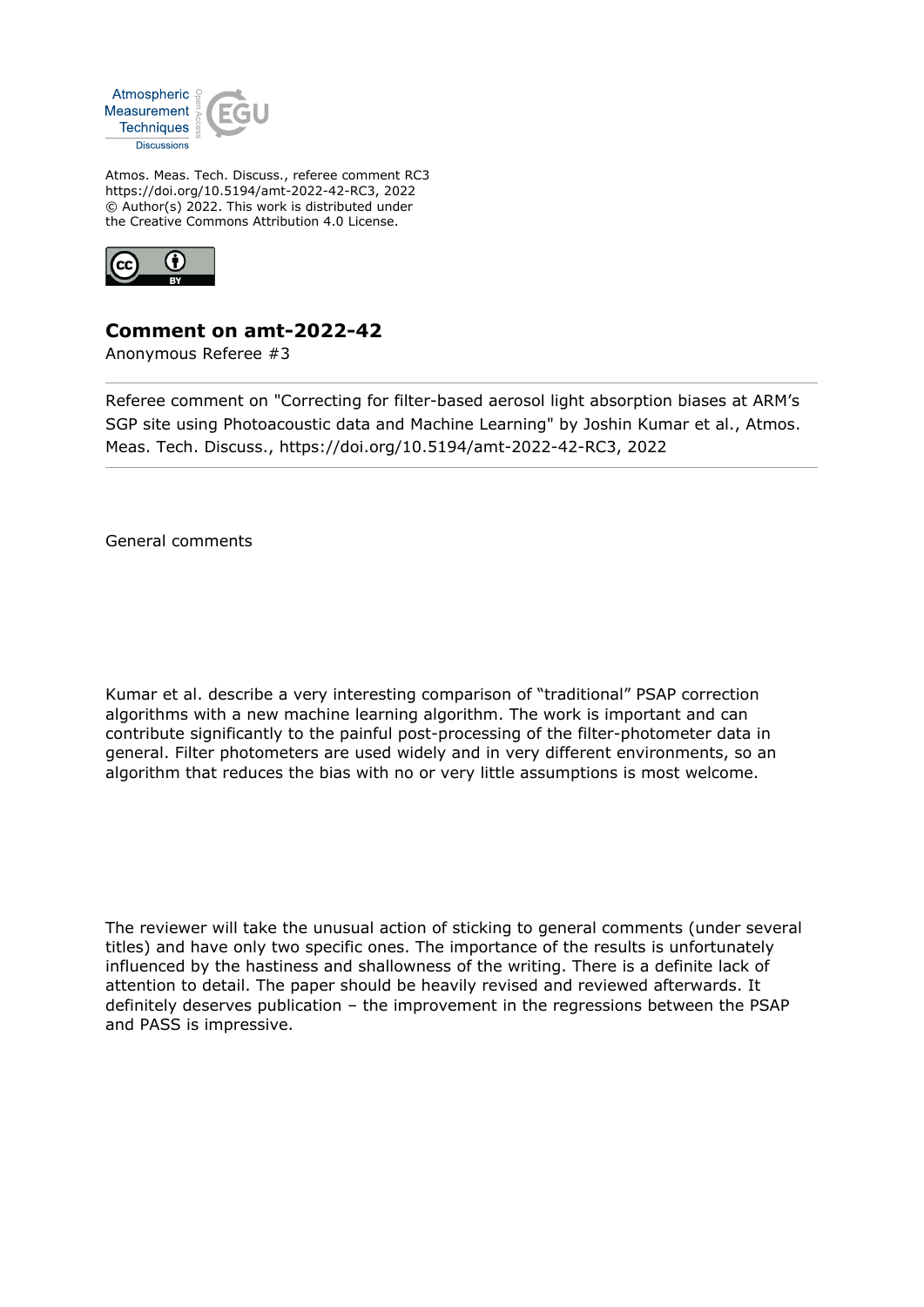Atmos. Meas. Tech. Discuss., referee comment RC3
https://doi.org/10.5194/amt-2022-42-RC3, 2022
© Author(s) 2022. This work is distributed under
the Creative Commons Attribution 4.0 License.

## Comment on amt-2022-42

Anonymous Referee #3

---

Referee comment on "Correcting for filter-based aerosol light absorption biases at ARM's SGP site using Photoacoustic data and Machine Learning" by Joshin Kumar et al., Atmos. Meas. Tech. Discuss., https://doi.org/10.5194/amt-2022-42-RC3, 2022

---

General comments

Kumar et al. describe a very interesting comparison of "traditional" PSAP correction algorithms with a new machine learning algorithm. The work is important and can contribute significantly to the painful post-processing of the filter-photometer data in general. Filter photometers are used widely and in very different environments, so an algorithm that reduces the bias with no or very little assumptions is most welcome.

The reviewer will take the unusual action of sticking to general comments (under several titles) and have only two specific ones. The importance of the results is unfortunately influenced by the hastiness and shallowness of the writing. There is a definite lack of attention to detail. The paper should be heavily revised and reviewed afterwards. It definitely deserves publication – the improvement in the regressions between the PSAP and PASS is impressive.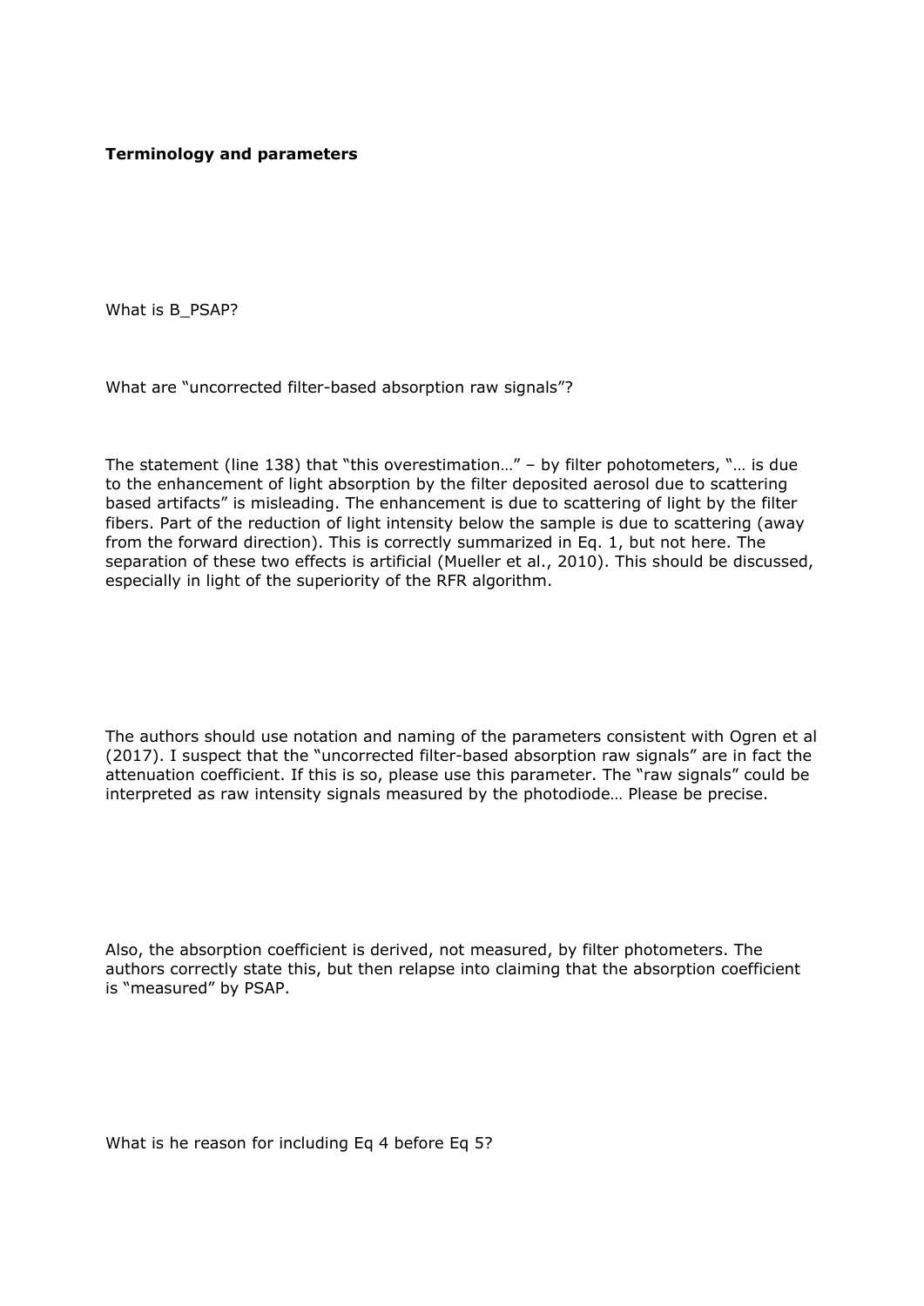**Terminology and parameters**

What is B_PSAP?

What are "uncorrected filter-based absorption raw signals"?

The statement (line 138) that "this overestimation…" – by filter pohotometers, "… is due to the enhancement of light absorption by the filter deposited aerosol due to scattering based artifacts" is misleading. The enhancement is due to scattering of light by the filter fibers. Part of the reduction of light intensity below the sample is due to scattering (away from the forward direction). This is correctly summarized in Eq. 1, but not here. The separation of these two effects is artificial (Mueller et al., 2010). This should be discussed, especially in light of the superiority of the RFR algorithm.

The authors should use notation and naming of the parameters consistent with Ogren et al (2017). I suspect that the "uncorrected filter-based absorption raw signals" are in fact the attenuation coefficient. If this is so, please use this parameter. The "raw signals" could be interpreted as raw intensity signals measured by the photodiode… Please be precise.

Also, the absorption coefficient is derived, not measured, by filter photometers. The authors correctly state this, but then relapse into claiming that the absorption coefficient is "measured" by PSAP.

What is he reason for including Eq 4 before Eq 5?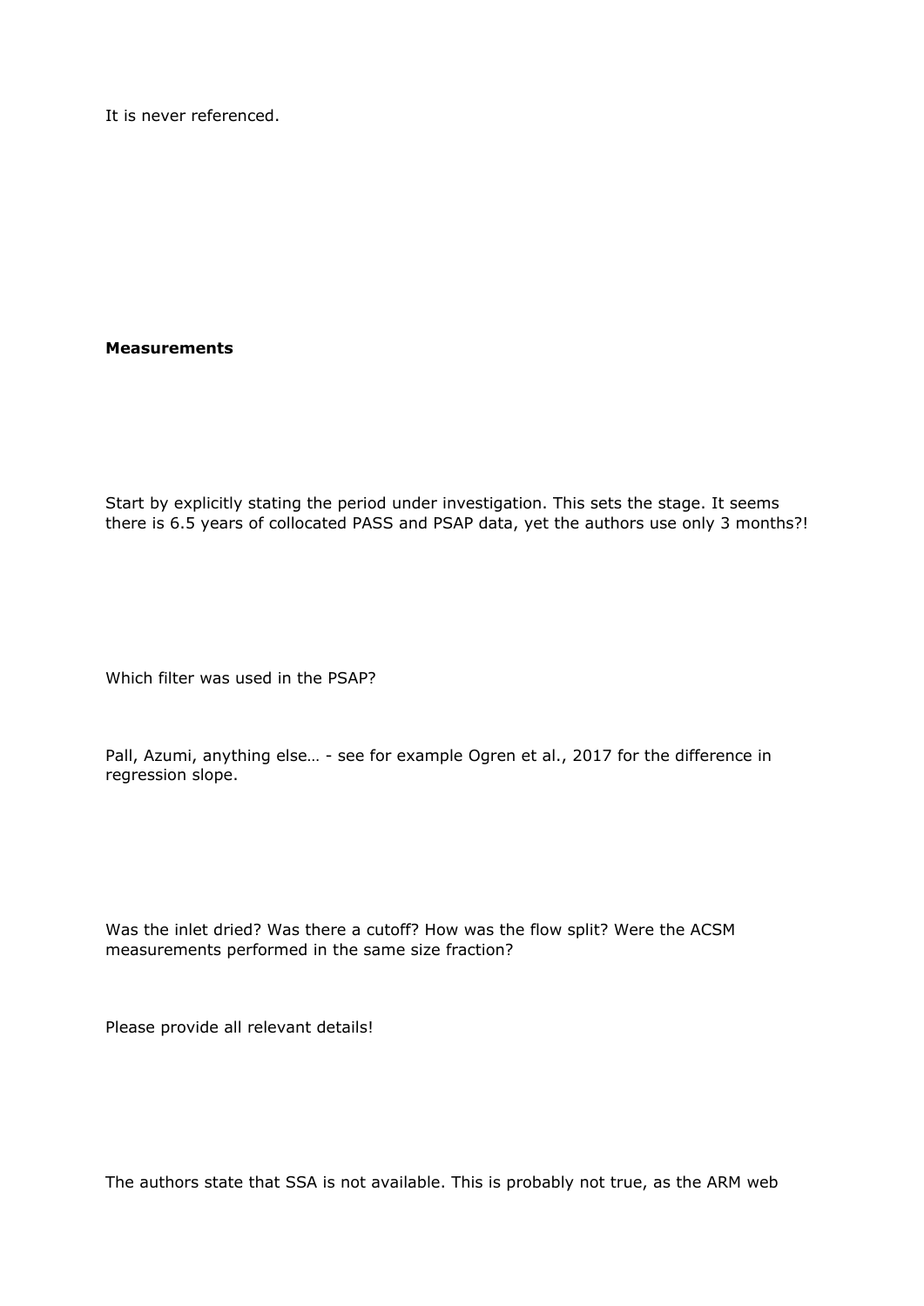It is never referenced.

**Measurements**

Start by explicitly stating the period under investigation. This sets the stage. It seems there is 6.5 years of collocated PASS and PSAP data, yet the authors use only 3 months?!

Which filter was used in the PSAP?

Pall, Azumi, anything else… - see for example Ogren et al., 2017 for the difference in regression slope.

Was the inlet dried? Was there a cutoff? How was the flow split? Were the ACSM measurements performed in the same size fraction?

Please provide all relevant details!

The authors state that SSA is not available. This is probably not true, as the ARM web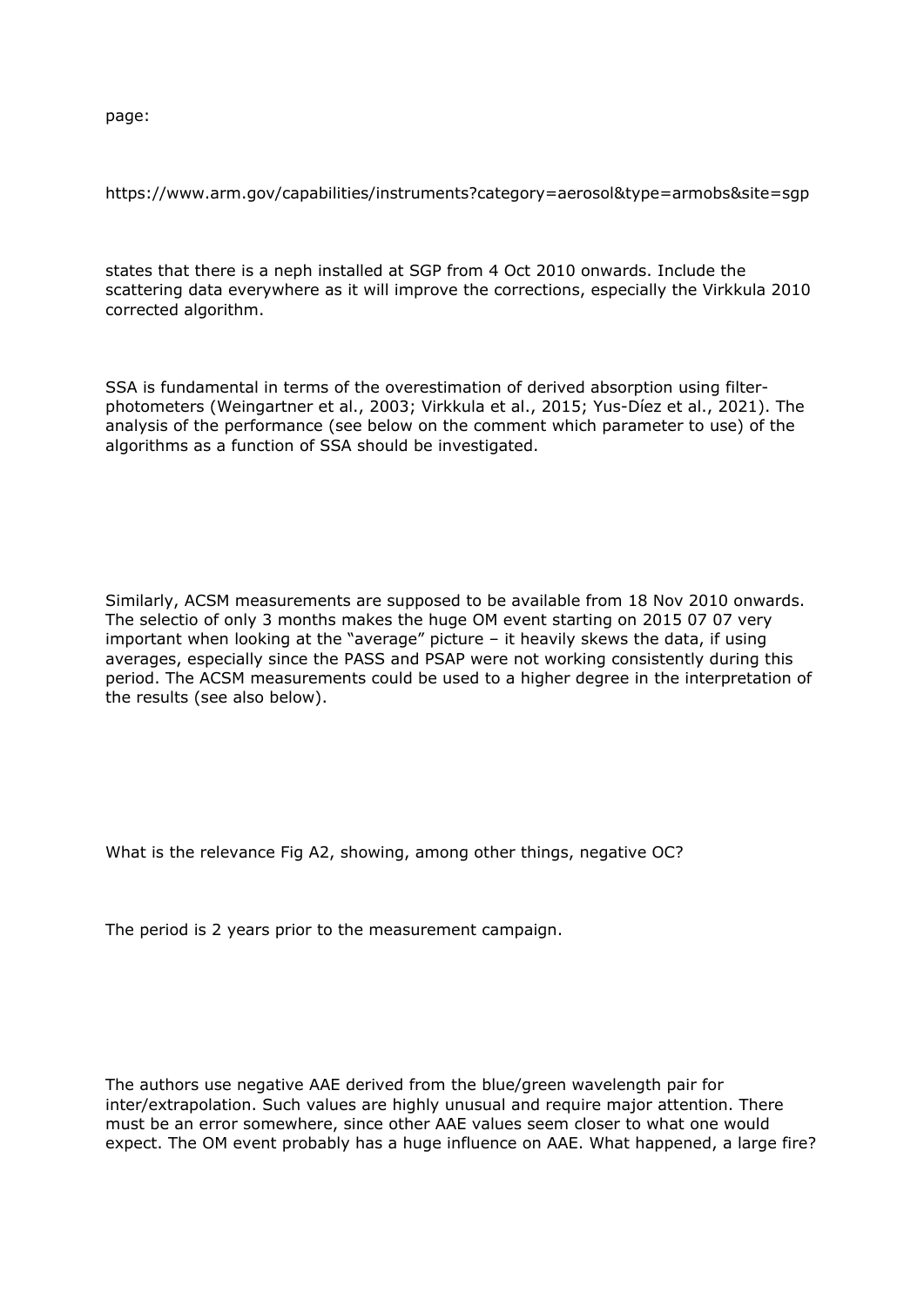page:

https://www.arm.gov/capabilities/instruments?category=aerosol&type=armobs&site=sgp

states that there is a neph installed at SGP from 4 Oct 2010 onwards. Include the scattering data everywhere as it will improve the corrections, especially the Virkkula 2010 corrected algorithm.

SSA is fundamental in terms of the overestimation of derived absorption using filter-photometers (Weingartner et al., 2003; Virkkula et al., 2015; Yus-Díez et al., 2021). The analysis of the performance (see below on the comment which parameter to use) of the algorithms as a function of SSA should be investigated.

Similarly, ACSM measurements are supposed to be available from 18 Nov 2010 onwards. The selectio of only 3 months makes the huge OM event starting on 2015 07 07 very important when looking at the "average" picture – it heavily skews the data, if using averages, especially since the PASS and PSAP were not working consistently during this period. The ACSM measurements could be used to a higher degree in the interpretation of the results (see also below).

What is the relevance Fig A2, showing, among other things, negative OC?

The period is 2 years prior to the measurement campaign.

The authors use negative AAE derived from the blue/green wavelength pair for inter/extrapolation. Such values are highly unusual and require major attention. There must be an error somewhere, since other AAE values seem closer to what one would expect. The OM event probably has a huge influence on AAE. What happened, a large fire?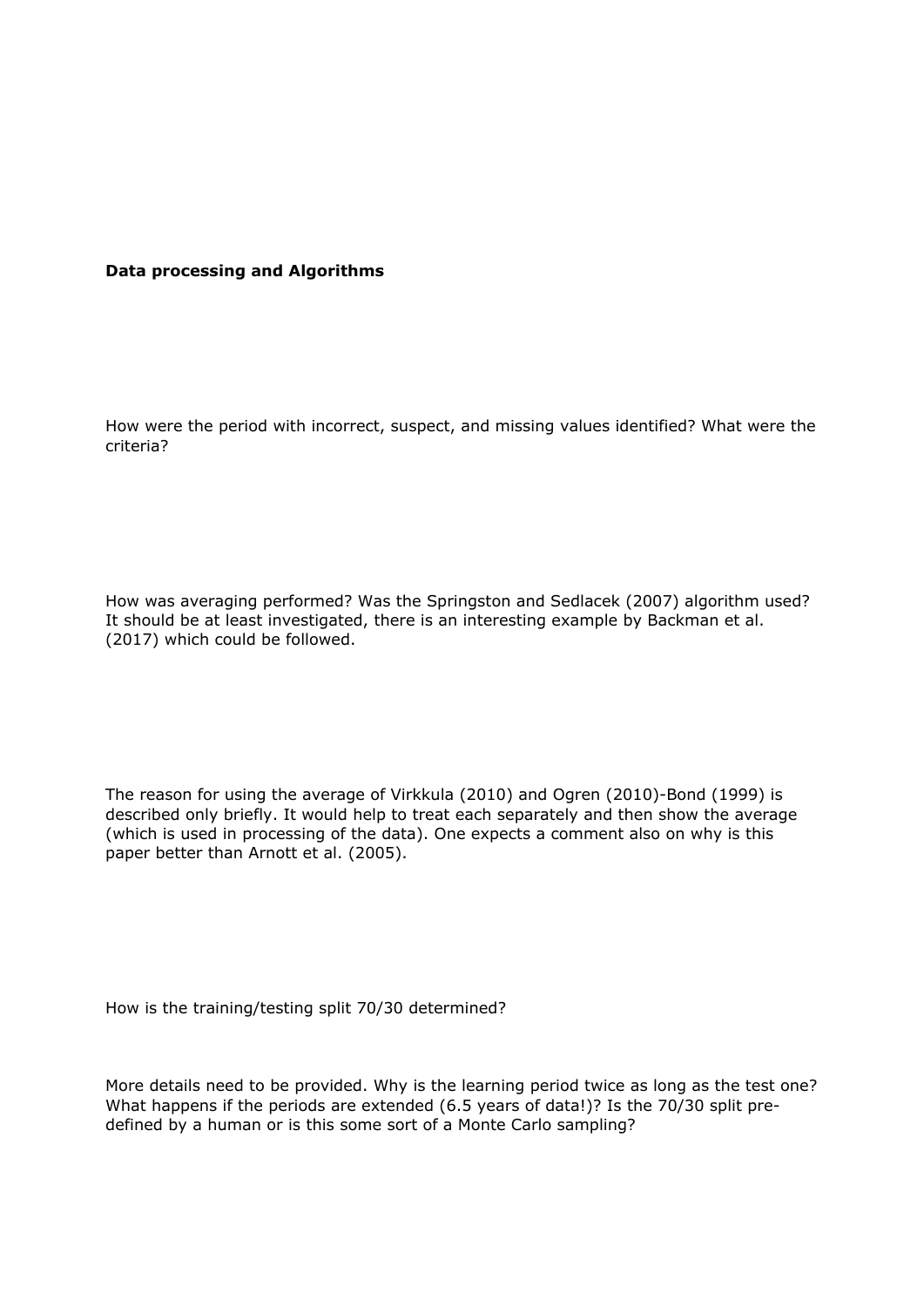**Data processing and Algorithms**

How were the period with incorrect, suspect, and missing values identified? What were the criteria?

How was averaging performed? Was the Springston and Sedlacek (2007) algorithm used? It should be at least investigated, there is an interesting example by Backman et al. (2017) which could be followed.

The reason for using the average of Virkkula (2010) and Ogren (2010)-Bond (1999) is described only briefly. It would help to treat each separately and then show the average (which is used in processing of the data). One expects a comment also on why is this paper better than Arnott et al. (2005).

How is the training/testing split 70/30 determined?

More details need to be provided. Why is the learning period twice as long as the test one? What happens if the periods are extended (6.5 years of data!)? Is the 70/30 split pre-defined by a human or is this some sort of a Monte Carlo sampling?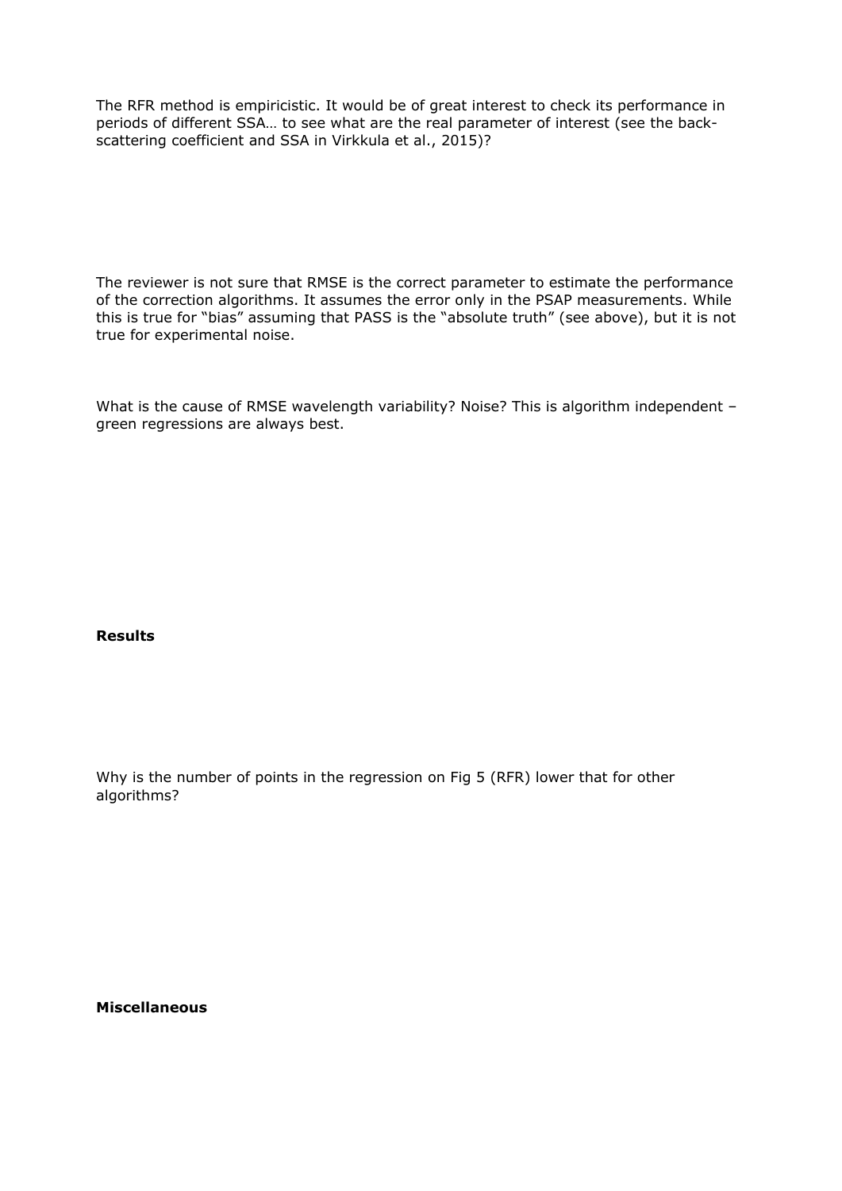The RFR method is empiricistic. It would be of great interest to check its performance in periods of different SSA… to see what are the real parameter of interest (see the back-scattering coefficient and SSA in Virkkula et al., 2015)?

The reviewer is not sure that RMSE is the correct parameter to estimate the performance of the correction algorithms. It assumes the error only in the PSAP measurements. While this is true for "bias" assuming that PASS is the "absolute truth" (see above), but it is not true for experimental noise.

What is the cause of RMSE wavelength variability? Noise? This is algorithm independent – green regressions are always best.

**Results**

Why is the number of points in the regression on Fig 5 (RFR) lower that for other algorithms?

**Miscellaneous**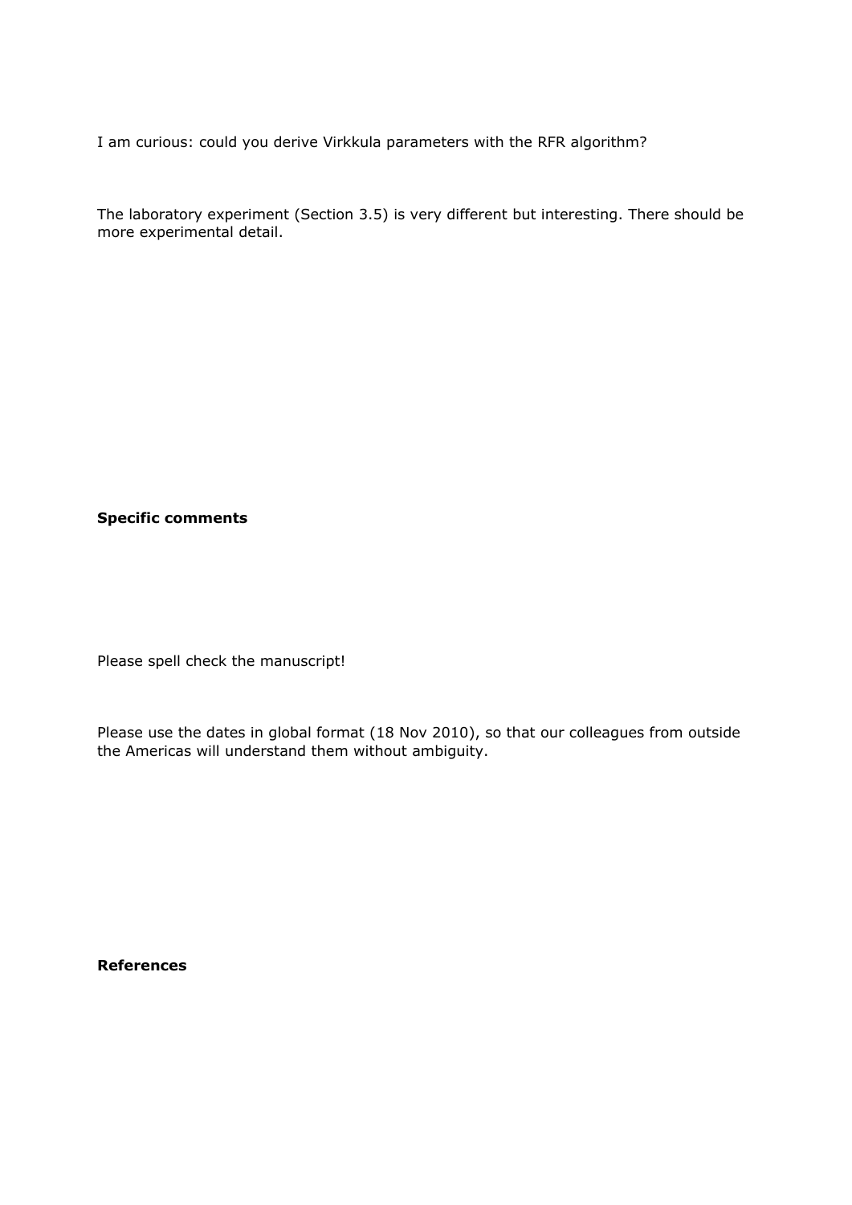I am curious: could you derive Virkkula parameters with the RFR algorithm?

The laboratory experiment (Section 3.5) is very different but interesting. There should be more experimental detail.

**Specific comments**

Please spell check the manuscript!

Please use the dates in global format (18 Nov 2010), so that our colleagues from outside the Americas will understand them without ambiguity.

**References**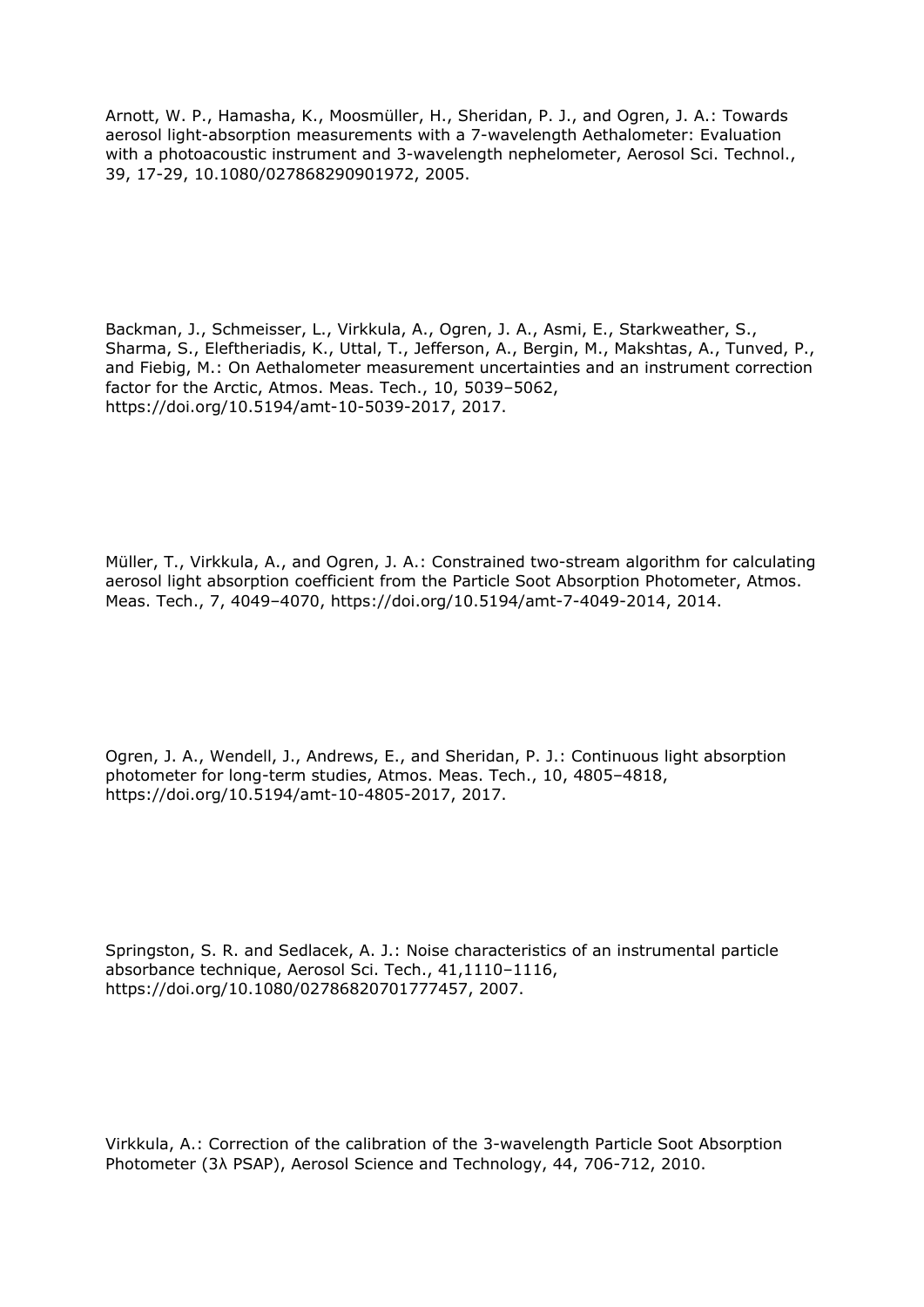Arnott, W. P., Hamasha, K., Moosmüller, H., Sheridan, P. J., and Ogren, J. A.: Towards aerosol light-absorption measurements with a 7-wavelength Aethalometer: Evaluation with a photoacoustic instrument and 3-wavelength nephelometer, Aerosol Sci. Technol., 39, 17-29, 10.1080/027868290901972, 2005.

Backman, J., Schmeisser, L., Virkkula, A., Ogren, J. A., Asmi, E., Starkweather, S., Sharma, S., Eleftheriadis, K., Uttal, T., Jefferson, A., Bergin, M., Makshtas, A., Tunved, P., and Fiebig, M.: On Aethalometer measurement uncertainties and an instrument correction factor for the Arctic, Atmos. Meas. Tech., 10, 5039–5062, https://doi.org/10.5194/amt-10-5039-2017, 2017.

Müller, T., Virkkula, A., and Ogren, J. A.: Constrained two-stream algorithm for calculating aerosol light absorption coefficient from the Particle Soot Absorption Photometer, Atmos. Meas. Tech., 7, 4049–4070, https://doi.org/10.5194/amt-7-4049-2014, 2014.

Ogren, J. A., Wendell, J., Andrews, E., and Sheridan, P. J.: Continuous light absorption photometer for long-term studies, Atmos. Meas. Tech., 10, 4805–4818, https://doi.org/10.5194/amt-10-4805-2017, 2017.

Springston, S. R. and Sedlacek, A. J.: Noise characteristics of an instrumental particle absorbance technique, Aerosol Sci. Tech., 41,1110–1116, https://doi.org/10.1080/02786820701777457, 2007.

Virkkula, A.: Correction of the calibration of the 3-wavelength Particle Soot Absorption Photometer (3λ PSAP), Aerosol Science and Technology, 44, 706-712, 2010.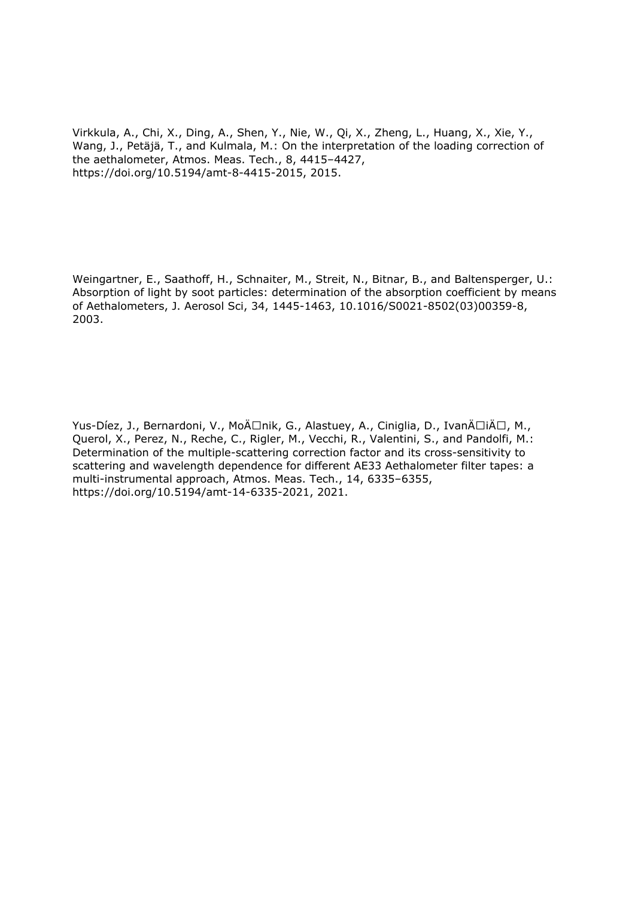Virkkula, A., Chi, X., Ding, A., Shen, Y., Nie, W., Qi, X., Zheng, L., Huang, X., Xie, Y., Wang, J., Petäjä, T., and Kulmala, M.: On the interpretation of the loading correction of the aethalometer, Atmos. Meas. Tech., 8, 4415–4427, https://doi.org/10.5194/amt-8-4415-2015, 2015.

Weingartner, E., Saathoff, H., Schnaiter, M., Streit, N., Bitnar, B., and Baltensperger, U.: Absorption of light by soot particles: determination of the absorption coefficient by means of Aethalometers, J. Aerosol Sci, 34, 1445-1463, 10.1016/S0021-8502(03)00359-8, 2003.

Yus-Díez, J., Bernardoni, V., MoÄ□nik, G., Alastuey, A., Ciniglia, D., IvanÄ□iÄ□, M., Querol, X., Perez, N., Reche, C., Rigler, M., Vecchi, R., Valentini, S., and Pandolfi, M.: Determination of the multiple-scattering correction factor and its cross-sensitivity to scattering and wavelength dependence for different AE33 Aethalometer filter tapes: a multi-instrumental approach, Atmos. Meas. Tech., 14, 6335–6355, https://doi.org/10.5194/amt-14-6335-2021, 2021.